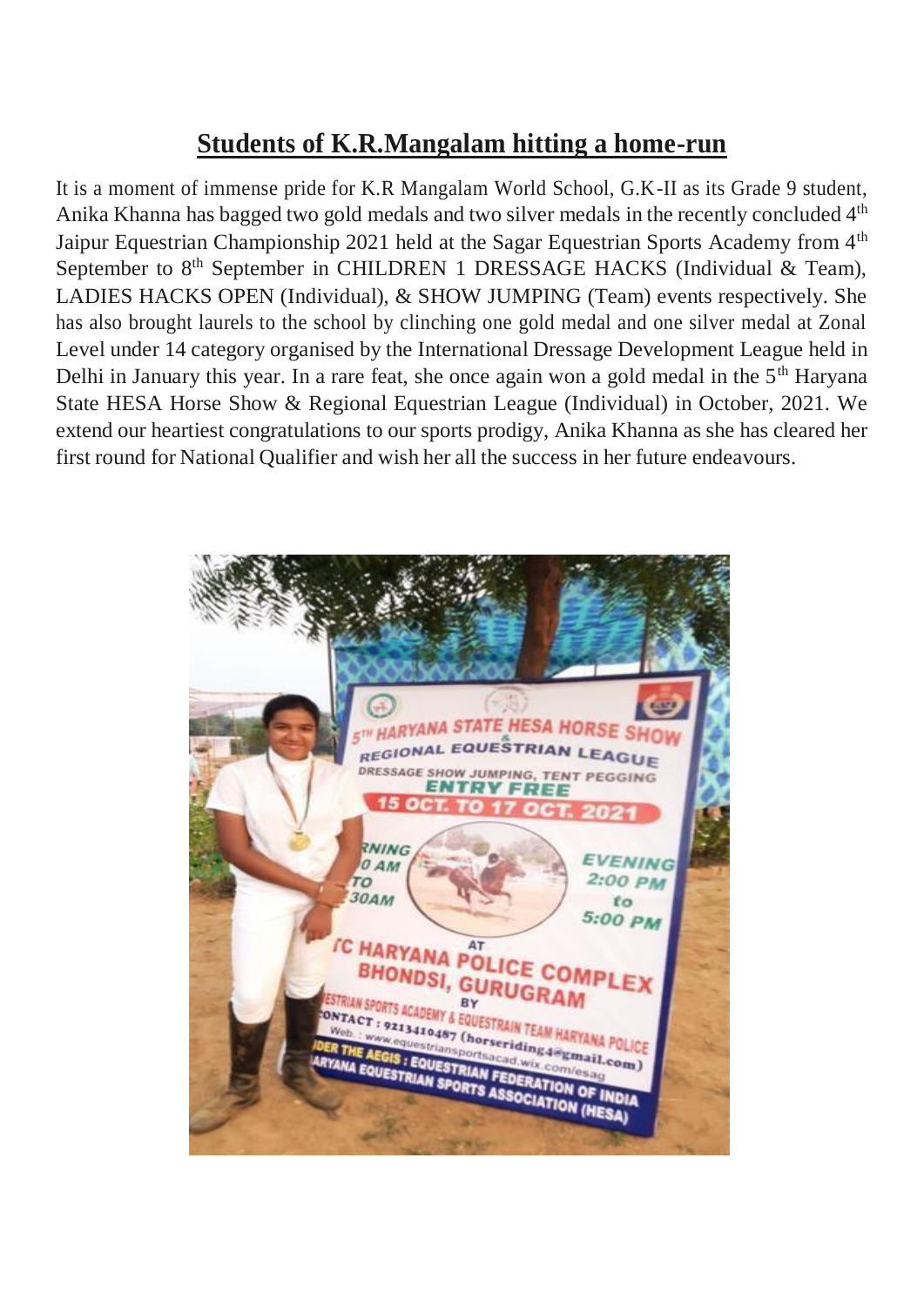# Students of K.R.Mangalam hitting a home-run

It is a moment of immense pride for K.R Mangalam World School, G.K-II as its Grade 9 student, Anika Khanna has bagged two gold medals and two silver medals in the recently concluded 4th Jaipur Equestrian Championship 2021 held at the Sagar Equestrian Sports Academy from 4th September to 8th September in CHILDREN 1 DRESSAGE HACKS (Individual & Team), LADIES HACKS OPEN (Individual), & SHOW JUMPING (Team) events respectively. She has also brought laurels to the school by clinching one gold medal and one silver medal at Zonal Level under 14 category organised by the International Dressage Development League held in Delhi in January this year. In a rare feat, she once again won a gold medal in the 5th Haryana State HESA Horse Show & Regional Equestrian League (Individual) in October, 2021. We extend our heartiest congratulations to our sports prodigy, Anika Khanna as she has cleared her first round for National Qualifier and wish her all the success in her future endeavours.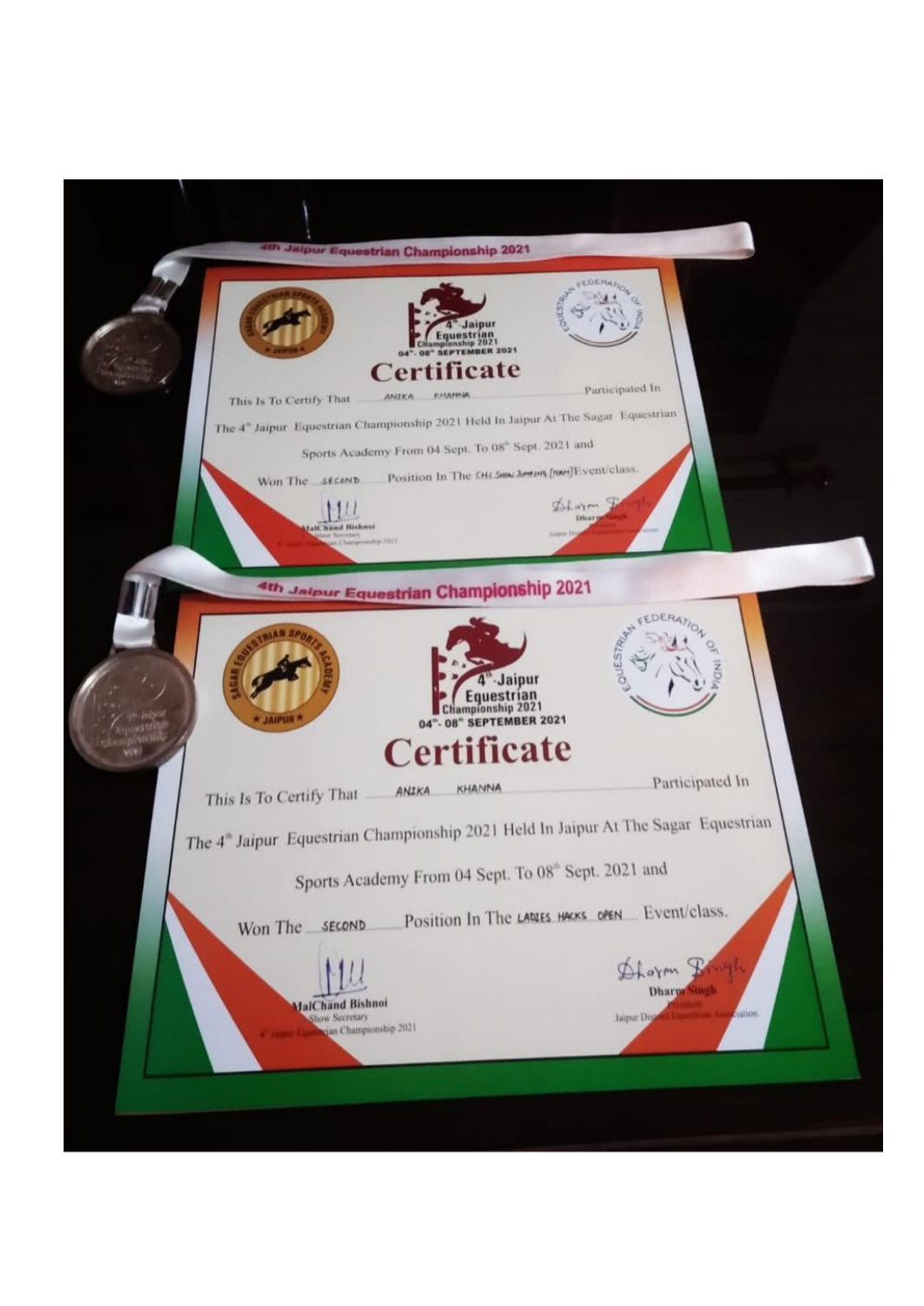4th Jaipur Equestrian Championship 2021

4th Jaipur Equestrian Championship 2021
04th - 08th SEPTEMBER 2021

SAGAR EQUESTRIAN SPORTS ACADEMY ★ JAIPUR ★

EQUESTRIAN FEDERATION OF INDIA

# Certificate

This Is To Certify That ANIKA KHANNA Participated In The 4th Jaipur Equestrian Championship 2021 Held In Jaipur At The Sagar Equestrian Sports Academy From 04 Sept. To 08th Sept. 2021 and

Won The SECOND Position In The CHI SHOW JUMPING (TEAM) Event/class.

MalChand Bishnoi
Show Secretary
4th Jaipur Equestrian Championship 2021

Dharm Singh
President
Jaipur District Equestrian Association

---

4th Jaipur Equestrian Championship 2021

4th Jaipur Equestrian Championship 2021
04th - 08th SEPTEMBER 2021

SAGAR EQUESTRIAN SPORTS ACADEMY ★ JAIPUR ★

EQUESTRIAN FEDERATION OF INDIA

# Certificate

This Is To Certify That ANIKA KHANNA Participated In The 4th Jaipur Equestrian Championship 2021 Held In Jaipur At The Sagar Equestrian Sports Academy From 04 Sept. To 08th Sept. 2021 and

Won The SECOND Position In The LADIES HACKS OPEN Event/class.

MalChand Bishnoi
Show Secretary
4th Jaipur Equestrian Championship 2021

Dharm Singh
President
Jaipur District Equestrian Association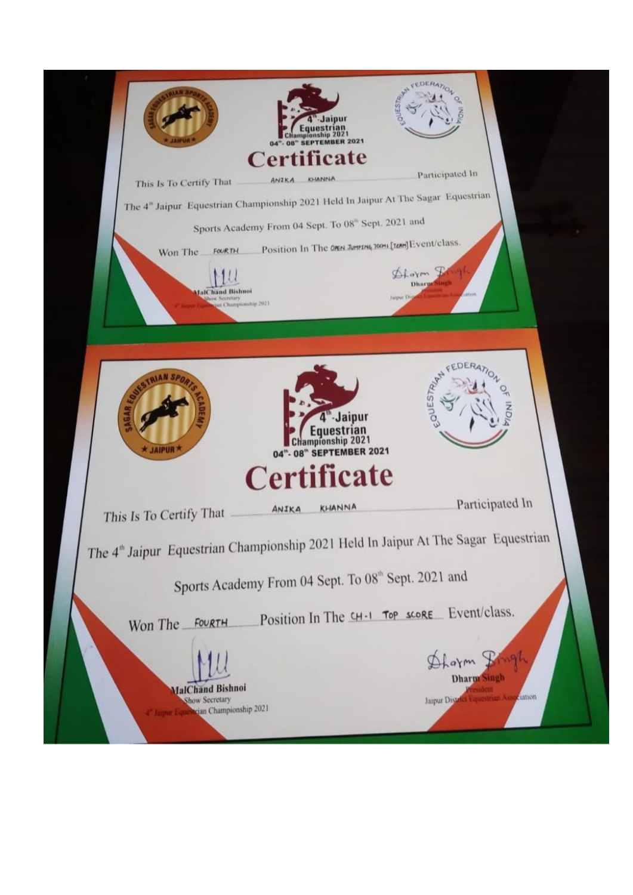4th Jaipur Equestrian Championship 2021
04th - 08th SEPTEMBER 2021

SAGAR EQUESTRIAN SPORTS ACADEMY ★ JAIPUR ★

EQUESTRIAN FEDERATION OF INDIA

# Certificate

This Is To Certify That ANIKA KHANNA Participated In The 4th Jaipur Equestrian Championship 2021 Held In Jaipur At The Sagar Equestrian Sports Academy From 04 Sept. To 08th Sept. 2021 and Won The FOURTH Position In The OPEN JUMPING 100M [TEAM] Event/class.

MalChand Bishnoi
Show Secretary
4th Jaipur Equestrian Championship 2021

Dharm Singh
President
Jaipur District Equestrian Association

---

4th Jaipur Equestrian Championship 2021
04th - 08th SEPTEMBER 2021

SAGAR EQUESTRIAN SPORTS ACADEMY ★ JAIPUR ★

EQUESTRIAN FEDERATION OF INDIA

# Certificate

This Is To Certify That ANIKA KHANNA Participated In The 4th Jaipur Equestrian Championship 2021 Held In Jaipur At The Sagar Equestrian Sports Academy From 04 Sept. To 08th Sept. 2021 and Won The FOURTH Position In The CH-1 TOP SCORE Event/class.

MalChand Bishnoi
Show Secretary
4th Jaipur Equestrian Championship 2021

Dharm Singh
President
Jaipur District Equestrian Association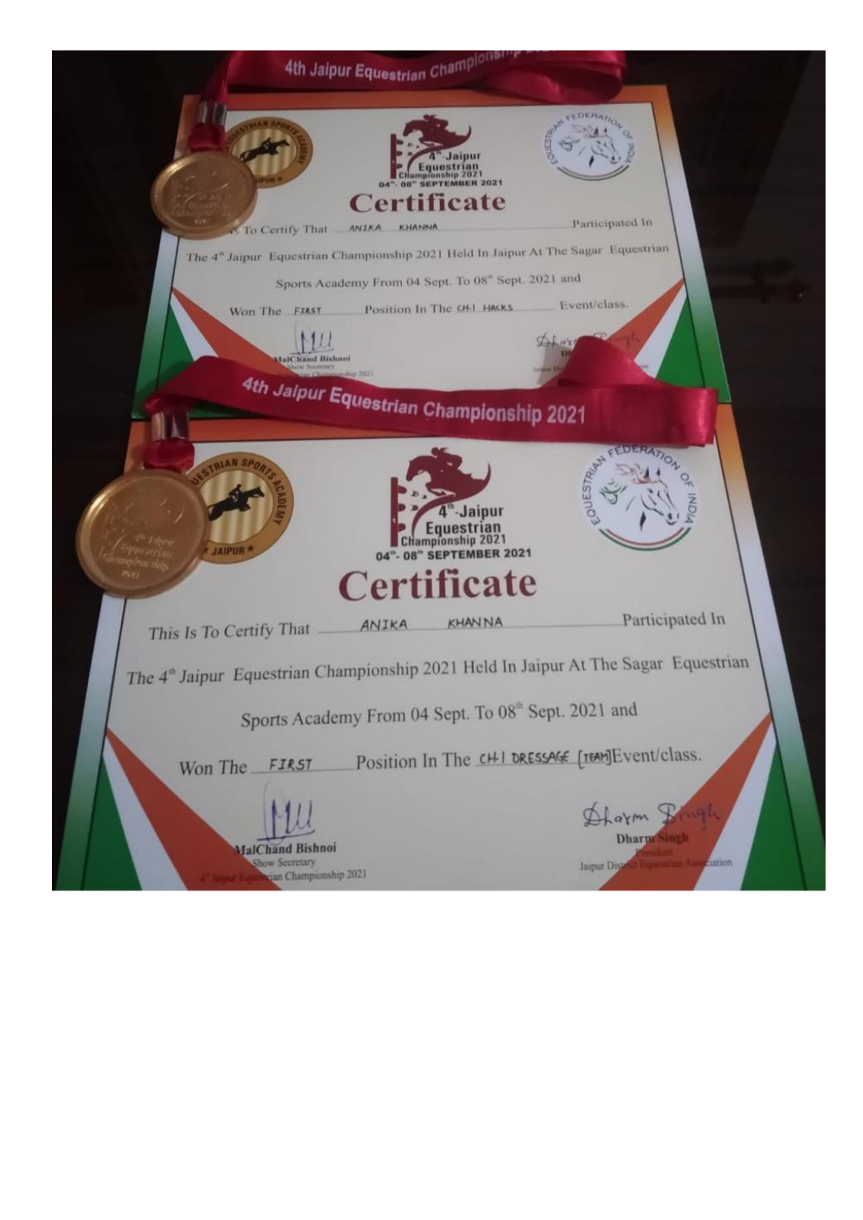4th Jaipur Equestrian Championship

4th Jaipur Equestrian Championship 2021

04th - 08th SEPTEMBER 2021

# Certificate

...s To Certify That ANIKA KHANNA Participated In The 4th Jaipur Equestrian Championship 2021 Held In Jaipur At The Sagar Equestrian Sports Academy From 04 Sept. To 08th Sept. 2021 and Won The FIRST Position In The CH-I HACKS Event/class.

MalChand Bishnoi
Show Secretary

Dharm Singh

---

4th Jaipur Equestrian Championship 2021

4th Jaipur Equestrian Championship 2021

04th - 08th SEPTEMBER 2021

# Certificate

This Is To Certify That ANIKA KHANNA Participated In The 4th Jaipur Equestrian Championship 2021 Held In Jaipur At The Sagar Equestrian Sports Academy From 04 Sept. To 08th Sept. 2021 and

Won The FIRST Position In The CH-I DRESSAGE [TEAM] Event/class.

MalChand Bishnoi
Show Secretary
4th Jaipur Equestrian Championship 2021

Dharm Singh
President
Jaipur District Equestrian Association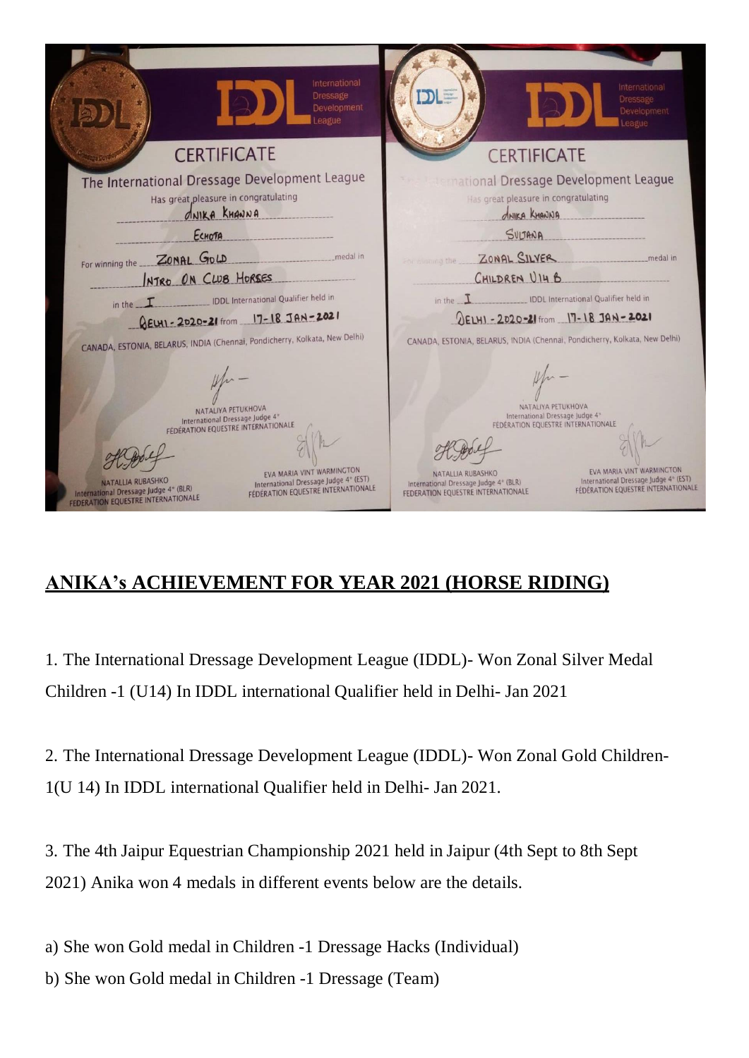International Dressage Development League

**CERTIFICATE**

The International Dressage Development League
Has great pleasure in congratulating
ANIKA KHANNA
ECHOTA
For winning the ZONAL GOLD medal in
INTRO ON CLUB HORSES
in the I IDDL International Qualifier held in
DELHI - 2020-21 from 17-18 JAN-2021

CANADA, ESTONIA, BELARUS, INDIA (Chennai, Pondicherry, Kolkata, New Delhi)

NATALIYA PETUKHOVA
International Dressage Judge 4*
FÉDÉRATION EQUESTRE INTERNATIONALE

NATALLIA RUBASHKO
International Dressage Judge 4* (BLR)
FEDERATION EQUESTRE INTERNATIONALE

EVA MARIA VINT WARMINGTON
International Dressage Judge 4* (EST)
FÉDÉRATION EQUESTRE INTERNATIONALE

International Dressage Development League

**CERTIFICATE**

The International Dressage Development League
Has great pleasure in congratulating
ANIKA KHANNA
SULTANA
For winning the ZONAL SILVER medal in
CHILDREN U14 B
in the I IDDL International Qualifier held in
DELHI - 2020-21 from 17-18 JAN-2021

CANADA, ESTONIA, BELARUS, INDIA (Chennai, Pondicherry, Kolkata, New Delhi)

NATALIYA PETUKHOVA
International Dressage Judge 4*
FÉDÉRATION EQUESTRE INTERNATIONALE

NATALLIA RUBASHKO
International Dressage Judge 4* (BLR)
FEDERATION EQUESTRE INTERNATIONALE

EVA MARIA VINT WARMINGTON
International Dressage Judge 4* (EST)
FÉDÉRATION EQUESTRE INTERNATIONALE

## ANIKA's ACHIEVEMENT FOR YEAR 2021 (HORSE RIDING)

1. The International Dressage Development League (IDDL)- Won Zonal Silver Medal Children -1 (U14) In IDDL international Qualifier held in Delhi- Jan 2021

2. The International Dressage Development League (IDDL)- Won Zonal Gold Children-1(U 14) In IDDL international Qualifier held in Delhi- Jan 2021.

3. The 4th Jaipur Equestrian Championship 2021 held in Jaipur (4th Sept to 8th Sept 2021) Anika won 4 medals in different events below are the details.

a) She won Gold medal in Children -1 Dressage Hacks (Individual)
b) She won Gold medal in Children -1 Dressage (Team)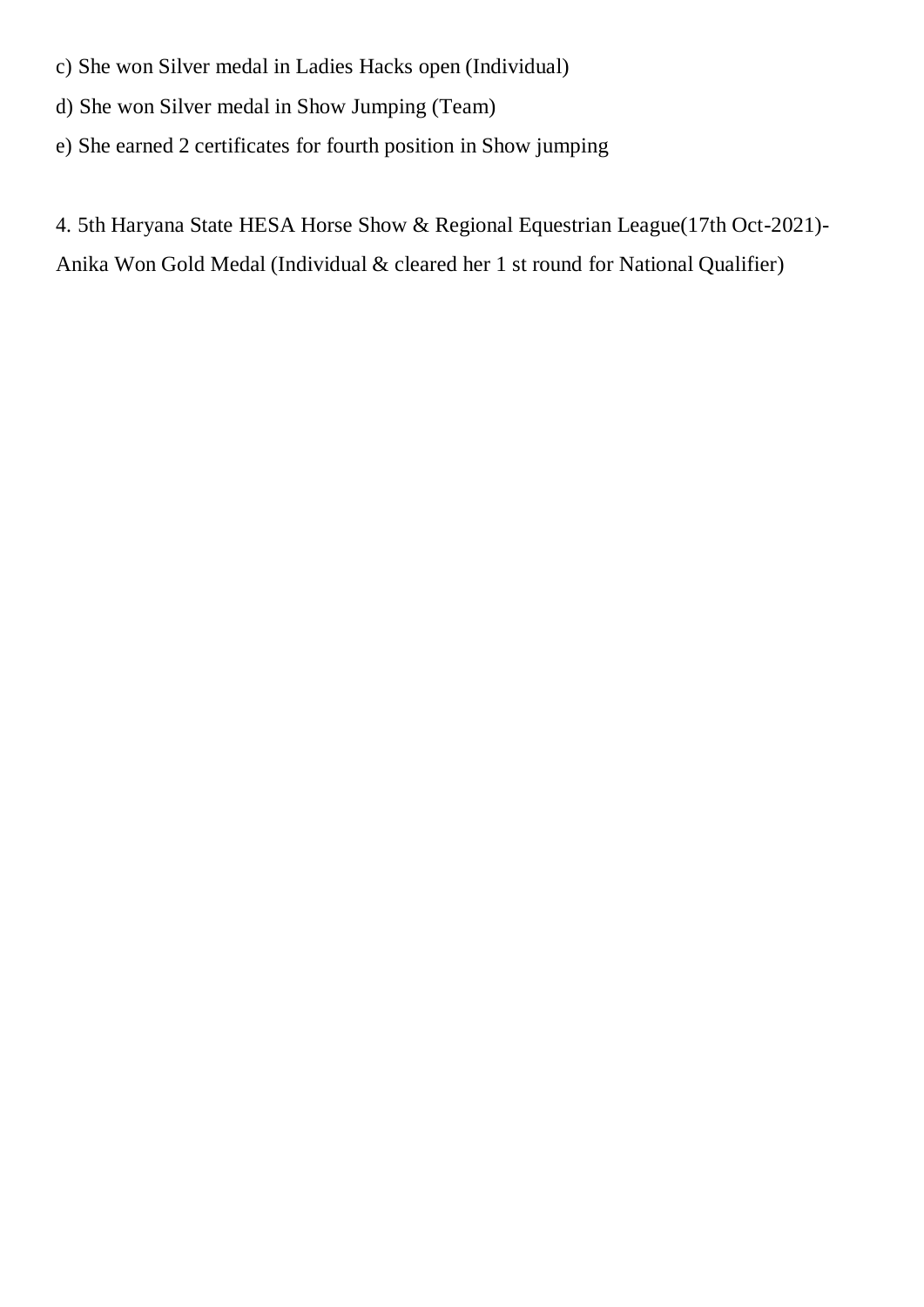c) She won Silver medal in Ladies Hacks open (Individual)

d) She won Silver medal in Show Jumping (Team)

e) She earned 2 certificates for fourth position in Show jumping

4. 5th Haryana State HESA Horse Show & Regional Equestrian League(17th Oct-2021)- Anika Won Gold Medal (Individual & cleared her 1 st round for National Qualifier)